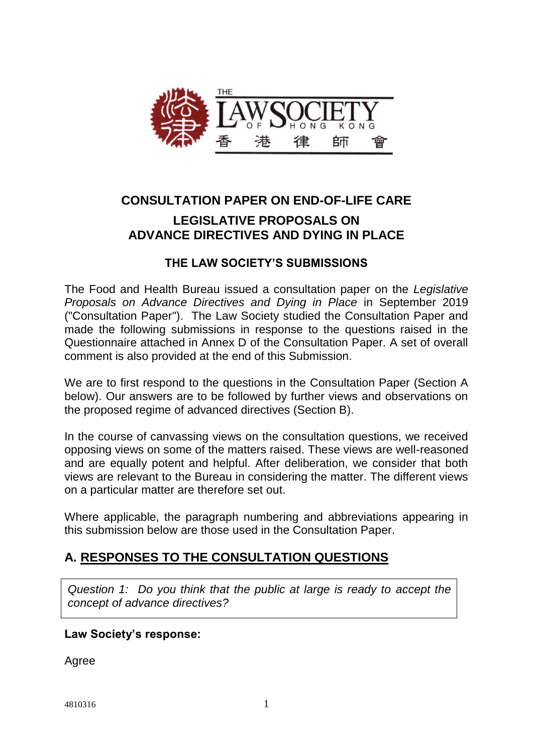# CONSULTATION PAPER ON END-OF-LIFE CARE

## LEGISLATIVE PROPOSALS ON ADVANCE DIRECTIVES AND DYING IN PLACE

### THE LAW SOCIETY'S SUBMISSIONS

The Food and Health Bureau issued a consultation paper on the *Legislative Proposals on Advance Directives and Dying in Place* in September 2019 ("Consultation Paper"). The Law Society studied the Consultation Paper and made the following submissions in response to the questions raised in the Questionnaire attached in Annex D of the Consultation Paper. A set of overall comment is also provided at the end of this Submission.

We are to first respond to the questions in the Consultation Paper (Section A below). Our answers are to be followed by further views and observations on the proposed regime of advanced directives (Section B).

In the course of canvassing views on the consultation questions, we received opposing views on some of the matters raised. These views are well-reasoned and are equally potent and helpful. After deliberation, we consider that both views are relevant to the Bureau in considering the matter. The different views on a particular matter are therefore set out.

Where applicable, the paragraph numbering and abbreviations appearing in this submission below are those used in the Consultation Paper.

## A. RESPONSES TO THE CONSULTATION QUESTIONS

> *Question 1: Do you think that the public at large is ready to accept the concept of advance directives?*

**Law Society's response:**

Agree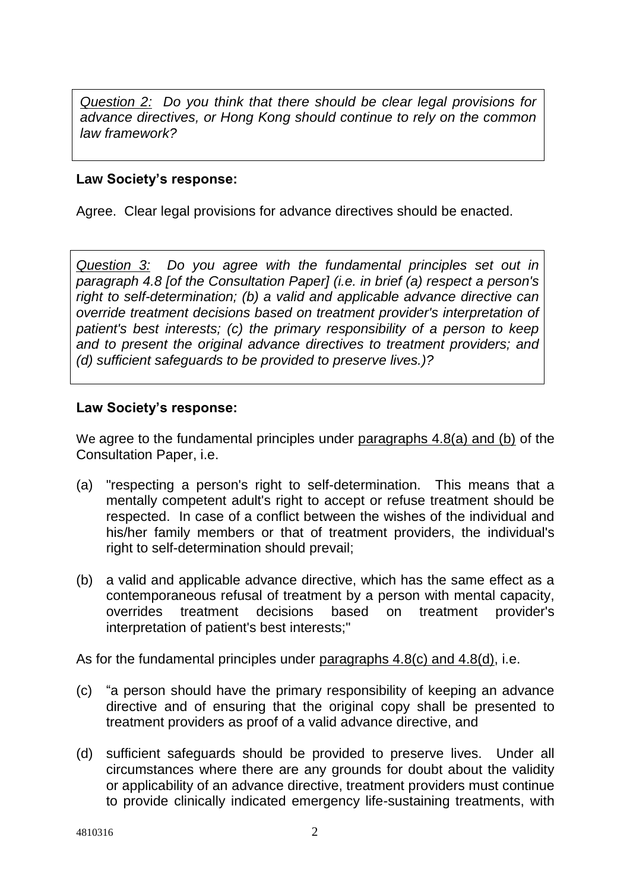*Question 2: Do you think that there should be clear legal provisions for advance directives, or Hong Kong should continue to rely on the common law framework?*

**Law Society's response:**

Agree. Clear legal provisions for advance directives should be enacted.

*Question 3: Do you agree with the fundamental principles set out in paragraph 4.8 [of the Consultation Paper] (i.e. in brief (a) respect a person's right to self-determination; (b) a valid and applicable advance directive can override treatment decisions based on treatment provider's interpretation of patient's best interests; (c) the primary responsibility of a person to keep and to present the original advance directives to treatment providers; and (d) sufficient safeguards to be provided to preserve lives.)?*

**Law Society's response:**

We agree to the fundamental principles under paragraphs 4.8(a) and (b) of the Consultation Paper, i.e.

(a) "respecting a person's right to self-determination. This means that a mentally competent adult's right to accept or refuse treatment should be respected. In case of a conflict between the wishes of the individual and his/her family members or that of treatment providers, the individual's right to self-determination should prevail;

(b) a valid and applicable advance directive, which has the same effect as a contemporaneous refusal of treatment by a person with mental capacity, overrides treatment decisions based on treatment provider's interpretation of patient's best interests;"

As for the fundamental principles under paragraphs 4.8(c) and 4.8(d), i.e.

(c) "a person should have the primary responsibility of keeping an advance directive and of ensuring that the original copy shall be presented to treatment providers as proof of a valid advance directive, and

(d) sufficient safeguards should be provided to preserve lives. Under all circumstances where there are any grounds for doubt about the validity or applicability of an advance directive, treatment providers must continue to provide clinically indicated emergency life-sustaining treatments, with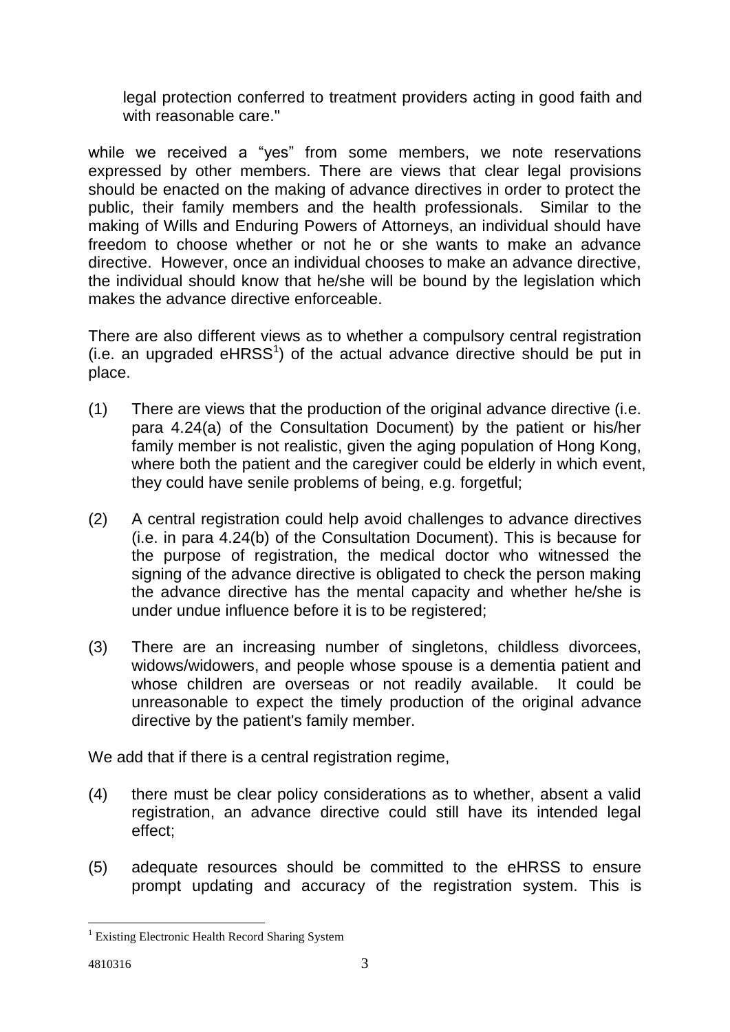legal protection conferred to treatment providers acting in good faith and with reasonable care."

while we received a "yes" from some members, we note reservations expressed by other members. There are views that clear legal provisions should be enacted on the making of advance directives in order to protect the public, their family members and the health professionals. Similar to the making of Wills and Enduring Powers of Attorneys, an individual should have freedom to choose whether or not he or she wants to make an advance directive. However, once an individual chooses to make an advance directive, the individual should know that he/she will be bound by the legislation which makes the advance directive enforceable.

There are also different views as to whether a compulsory central registration (i.e. an upgraded eHRSS[1]) of the actual advance directive should be put in place.

(1) There are views that the production of the original advance directive (i.e. para 4.24(a) of the Consultation Document) by the patient or his/her family member is not realistic, given the aging population of Hong Kong, where both the patient and the caregiver could be elderly in which event, they could have senile problems of being, e.g. forgetful;

(2) A central registration could help avoid challenges to advance directives (i.e. in para 4.24(b) of the Consultation Document). This is because for the purpose of registration, the medical doctor who witnessed the signing of the advance directive is obligated to check the person making the advance directive has the mental capacity and whether he/she is under undue influence before it is to be registered;

(3) There are an increasing number of singletons, childless divorcees, widows/widowers, and people whose spouse is a dementia patient and whose children are overseas or not readily available. It could be unreasonable to expect the timely production of the original advance directive by the patient's family member.

We add that if there is a central registration regime,

(4) there must be clear policy considerations as to whether, absent a valid registration, an advance directive could still have its intended legal effect;

(5) adequate resources should be committed to the eHRSS to ensure prompt updating and accuracy of the registration system. This is

[1] Existing Electronic Health Record Sharing System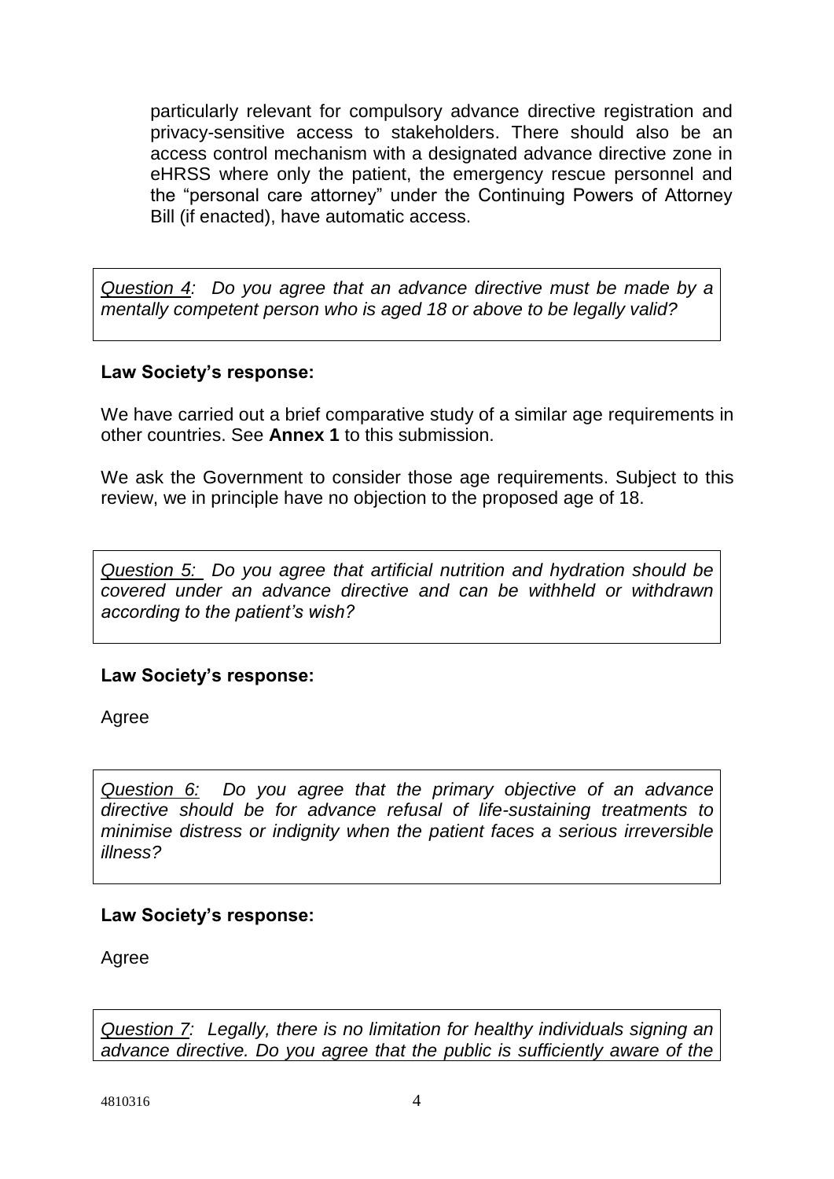particularly relevant for compulsory advance directive registration and privacy-sensitive access to stakeholders. There should also be an access control mechanism with a designated advance directive zone in eHRSS where only the patient, the emergency rescue personnel and the "personal care attorney" under the Continuing Powers of Attorney Bill (if enacted), have automatic access.

> *Question 4: Do you agree that an advance directive must be made by a mentally competent person who is aged 18 or above to be legally valid?*

**Law Society's response:**

We have carried out a brief comparative study of a similar age requirements in other countries. See **Annex 1** to this submission.

We ask the Government to consider those age requirements. Subject to this review, we in principle have no objection to the proposed age of 18.

> *Question 5: Do you agree that artificial nutrition and hydration should be covered under an advance directive and can be withheld or withdrawn according to the patient's wish?*

**Law Society's response:**

Agree

> *Question 6: Do you agree that the primary objective of an advance directive should be for advance refusal of life-sustaining treatments to minimise distress or indignity when the patient faces a serious irreversible illness?*

**Law Society's response:**

Agree

> *Question 7: Legally, there is no limitation for healthy individuals signing an advance directive. Do you agree that the public is sufficiently aware of the*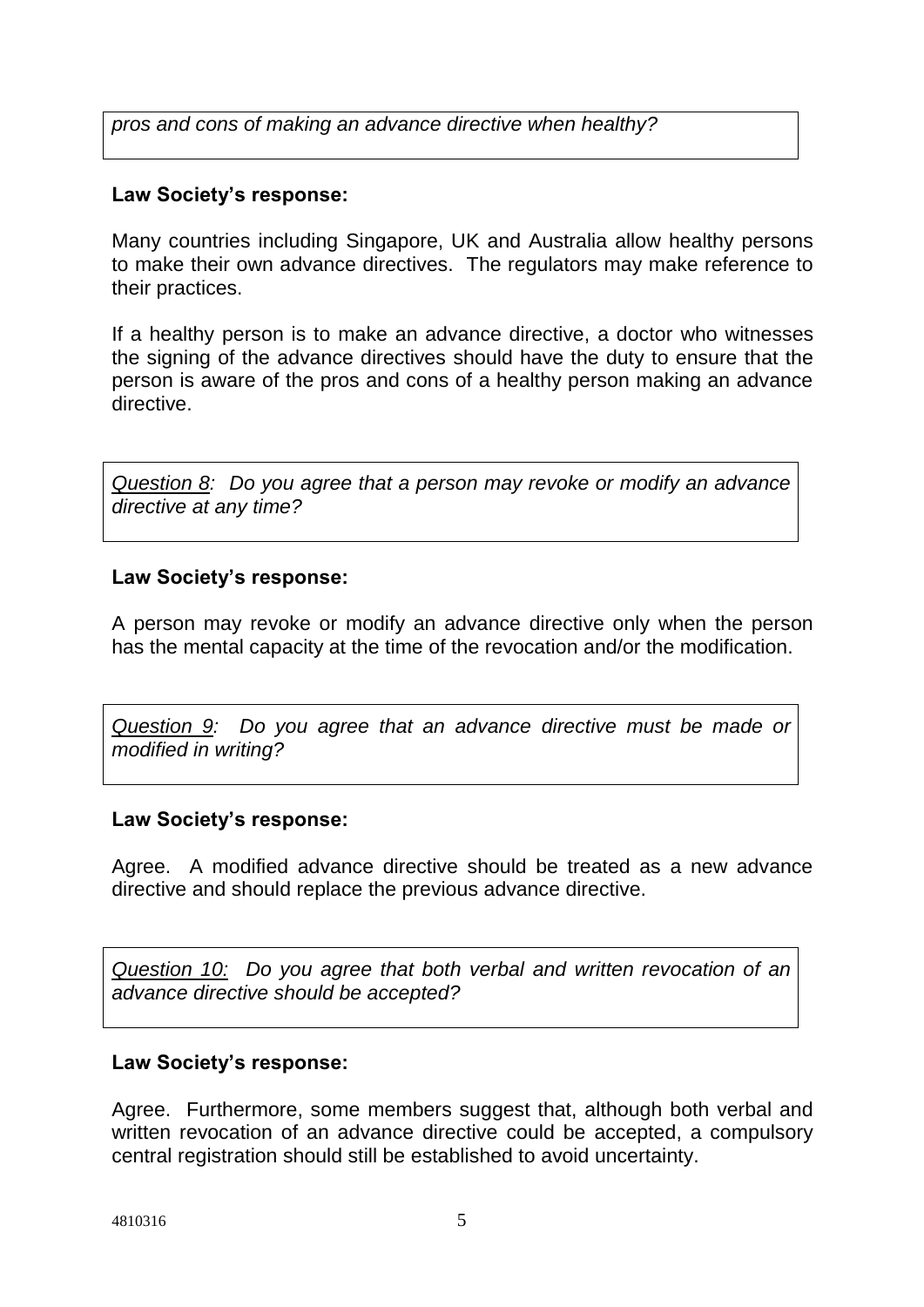*pros and cons of making an advance directive when healthy?*

**Law Society's response:**

Many countries including Singapore, UK and Australia allow healthy persons to make their own advance directives. The regulators may make reference to their practices.

If a healthy person is to make an advance directive, a doctor who witnesses the signing of the advance directives should have the duty to ensure that the person is aware of the pros and cons of a healthy person making an advance directive.

*Question 8: Do you agree that a person may revoke or modify an advance directive at any time?*

**Law Society's response:**

A person may revoke or modify an advance directive only when the person has the mental capacity at the time of the revocation and/or the modification.

*Question 9: Do you agree that an advance directive must be made or modified in writing?*

**Law Society's response:**

Agree. A modified advance directive should be treated as a new advance directive and should replace the previous advance directive.

*Question 10: Do you agree that both verbal and written revocation of an advance directive should be accepted?*

**Law Society's response:**

Agree. Furthermore, some members suggest that, although both verbal and written revocation of an advance directive could be accepted, a compulsory central registration should still be established to avoid uncertainty.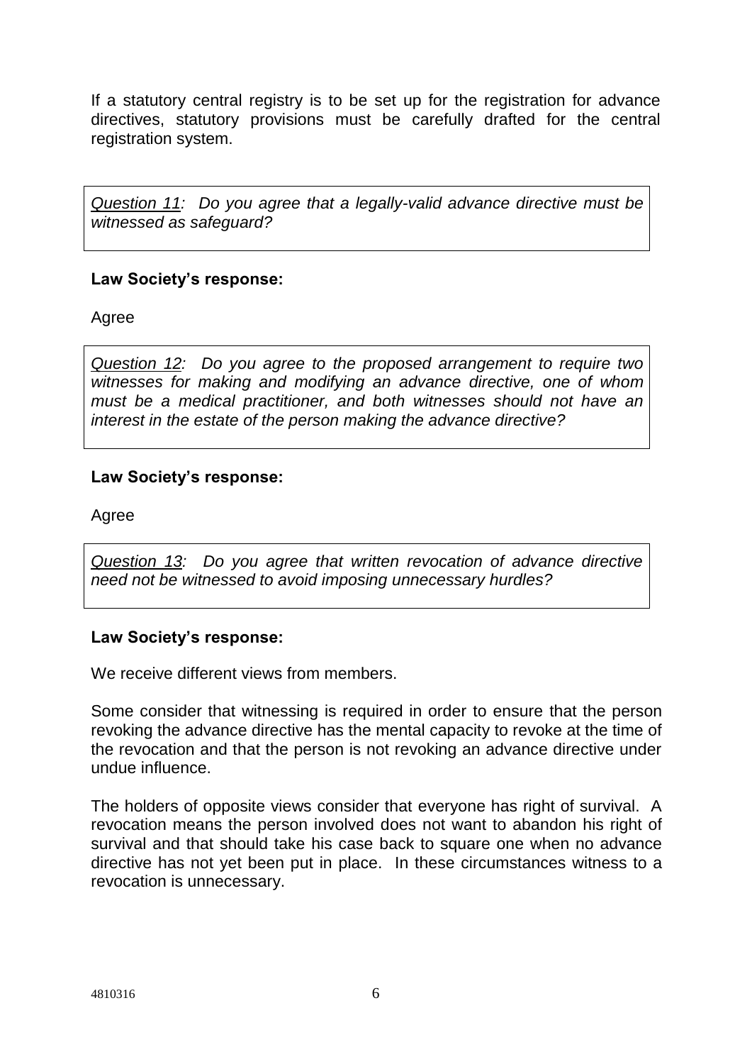If a statutory central registry is to be set up for the registration for advance directives, statutory provisions must be carefully drafted for the central registration system.

> *<u>Question 11</u>: Do you agree that a legally-valid advance directive must be witnessed as safeguard?*

**Law Society's response:**

Agree

> *<u>Question 12</u>: Do you agree to the proposed arrangement to require two witnesses for making and modifying an advance directive, one of whom must be a medical practitioner, and both witnesses should not have an interest in the estate of the person making the advance directive?*

**Law Society's response:**

Agree

> *<u>Question 13</u>: Do you agree that written revocation of advance directive need not be witnessed to avoid imposing unnecessary hurdles?*

**Law Society's response:**

We receive different views from members.

Some consider that witnessing is required in order to ensure that the person revoking the advance directive has the mental capacity to revoke at the time of the revocation and that the person is not revoking an advance directive under undue influence.

The holders of opposite views consider that everyone has right of survival. A revocation means the person involved does not want to abandon his right of survival and that should take his case back to square one when no advance directive has not yet been put in place. In these circumstances witness to a revocation is unnecessary.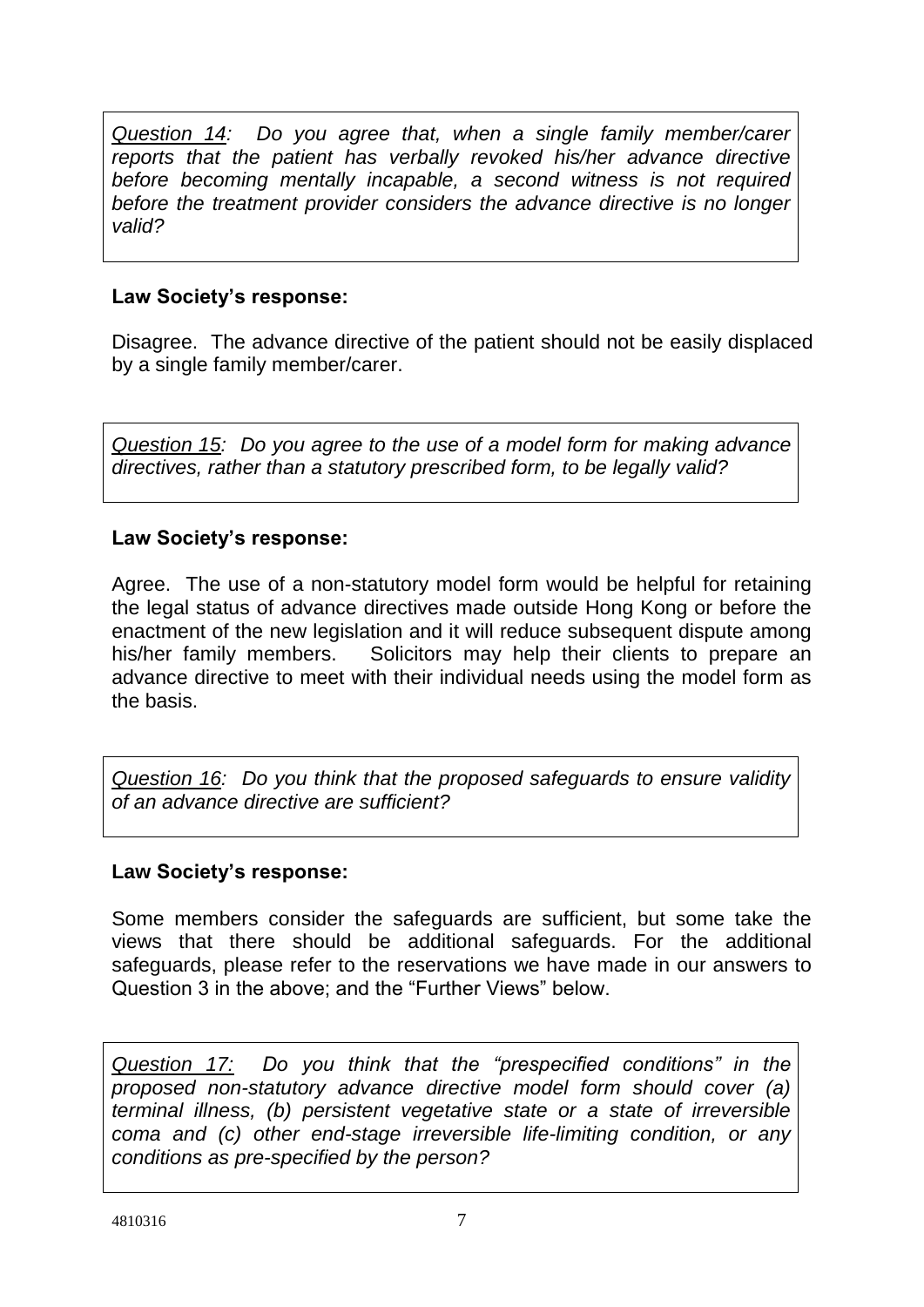*<u>Question 14</u>: Do you agree that, when a single family member/carer reports that the patient has verbally revoked his/her advance directive before becoming mentally incapable, a second witness is not required before the treatment provider considers the advance directive is no longer valid?*

**Law Society's response:**

Disagree. The advance directive of the patient should not be easily displaced by a single family member/carer.

*<u>Question 15</u>: Do you agree to the use of a model form for making advance directives, rather than a statutory prescribed form, to be legally valid?*

**Law Society's response:**

Agree. The use of a non-statutory model form would be helpful for retaining the legal status of advance directives made outside Hong Kong or before the enactment of the new legislation and it will reduce subsequent dispute among his/her family members. Solicitors may help their clients to prepare an advance directive to meet with their individual needs using the model form as the basis.

*<u>Question 16</u>: Do you think that the proposed safeguards to ensure validity of an advance directive are sufficient?*

**Law Society's response:**

Some members consider the safeguards are sufficient, but some take the views that there should be additional safeguards. For the additional safeguards, please refer to the reservations we have made in our answers to Question 3 in the above; and the "Further Views" below.

*<u>Question 17:</u> Do you think that the "prespecified conditions" in the proposed non-statutory advance directive model form should cover (a) terminal illness, (b) persistent vegetative state or a state of irreversible coma and (c) other end-stage irreversible life-limiting condition, or any conditions as pre-specified by the person?*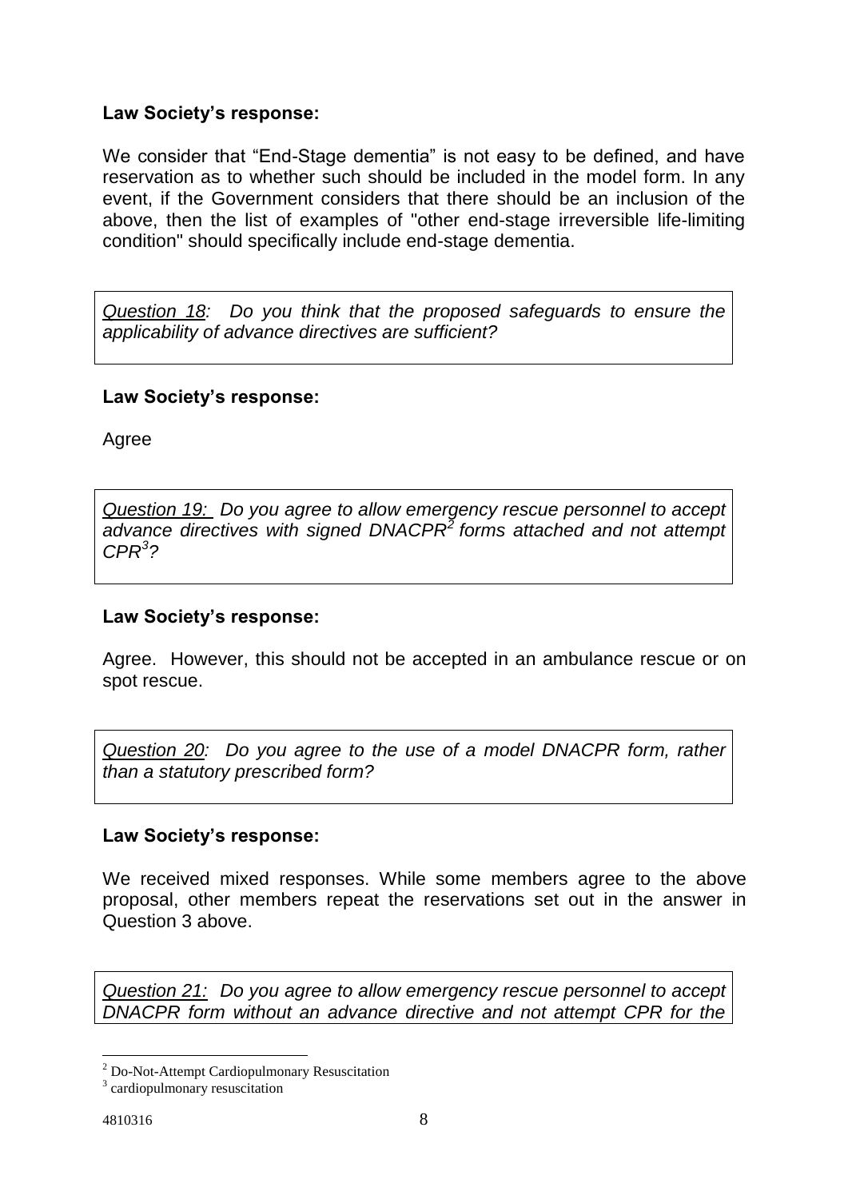**Law Society's response:**

We consider that "End-Stage dementia" is not easy to be defined, and have reservation as to whether such should be included in the model form. In any event, if the Government considers that there should be an inclusion of the above, then the list of examples of "other end-stage irreversible life-limiting condition" should specifically include end-stage dementia.

> *Question 18: Do you think that the proposed safeguards to ensure the applicability of advance directives are sufficient?*

**Law Society's response:**

Agree

> *Question 19: Do you agree to allow emergency rescue personnel to accept advance directives with signed DNACPR[2] forms attached and not attempt CPR[3]?*

**Law Society's response:**

Agree. However, this should not be accepted in an ambulance rescue or on spot rescue.

> *Question 20: Do you agree to the use of a model DNACPR form, rather than a statutory prescribed form?*

**Law Society's response:**

We received mixed responses. While some members agree to the above proposal, other members repeat the reservations set out in the answer in Question 3 above.

> *Question 21: Do you agree to allow emergency rescue personnel to accept DNACPR form without an advance directive and not attempt CPR for the*

---

[2] Do-Not-Attempt Cardiopulmonary Resuscitation

[3] cardiopulmonary resuscitation

4810316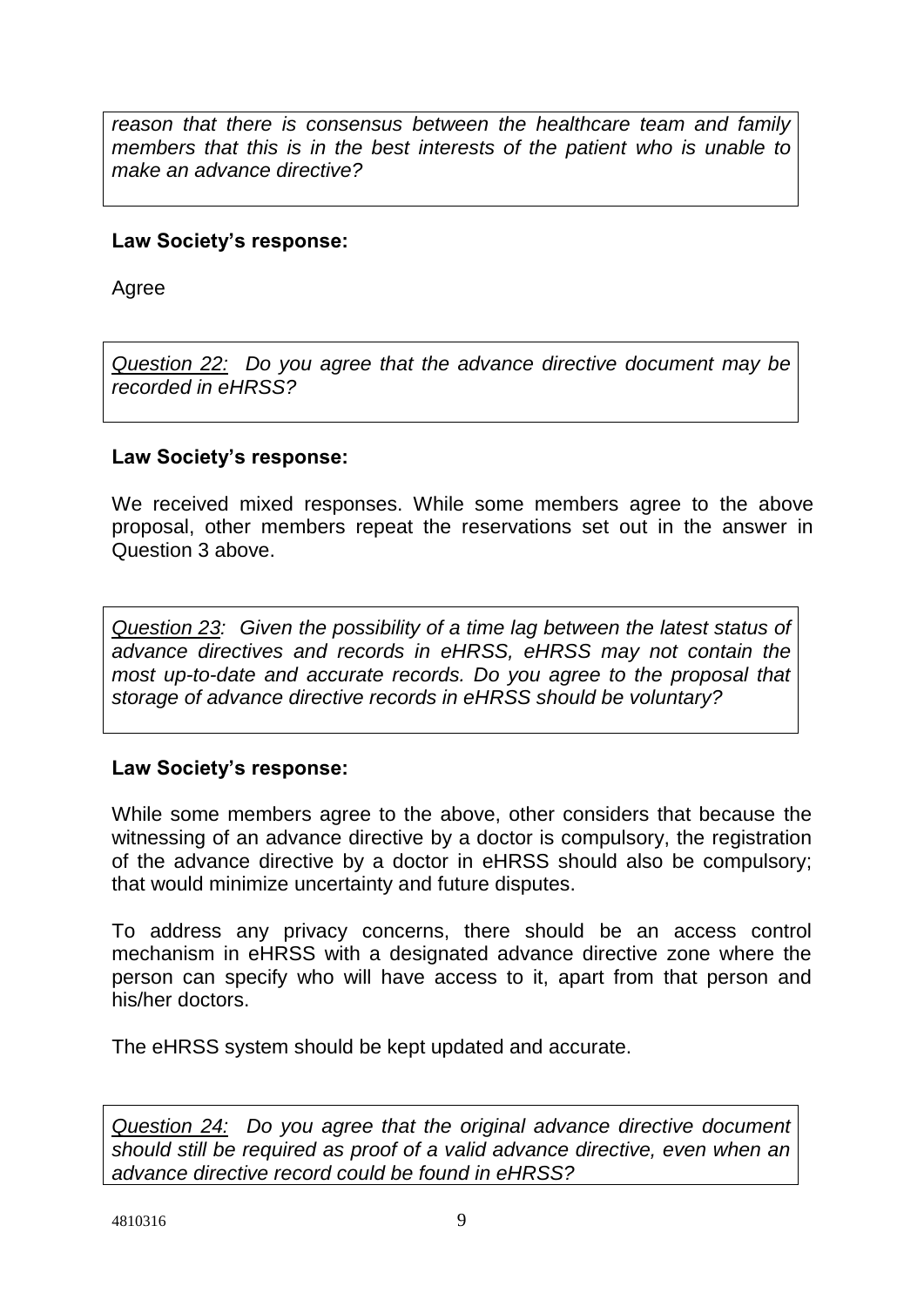*reason that there is consensus between the healthcare team and family members that this is in the best interests of the patient who is unable to make an advance directive?*

**Law Society's response:**

Agree

*Question 22: Do you agree that the advance directive document may be recorded in eHRSS?*

**Law Society's response:**

We received mixed responses. While some members agree to the above proposal, other members repeat the reservations set out in the answer in Question 3 above.

*Question 23: Given the possibility of a time lag between the latest status of advance directives and records in eHRSS, eHRSS may not contain the most up-to-date and accurate records. Do you agree to the proposal that storage of advance directive records in eHRSS should be voluntary?*

**Law Society's response:**

While some members agree to the above, other considers that because the witnessing of an advance directive by a doctor is compulsory, the registration of the advance directive by a doctor in eHRSS should also be compulsory; that would minimize uncertainty and future disputes.

To address any privacy concerns, there should be an access control mechanism in eHRSS with a designated advance directive zone where the person can specify who will have access to it, apart from that person and his/her doctors.

The eHRSS system should be kept updated and accurate.

*Question 24: Do you agree that the original advance directive document should still be required as proof of a valid advance directive, even when an advance directive record could be found in eHRSS?*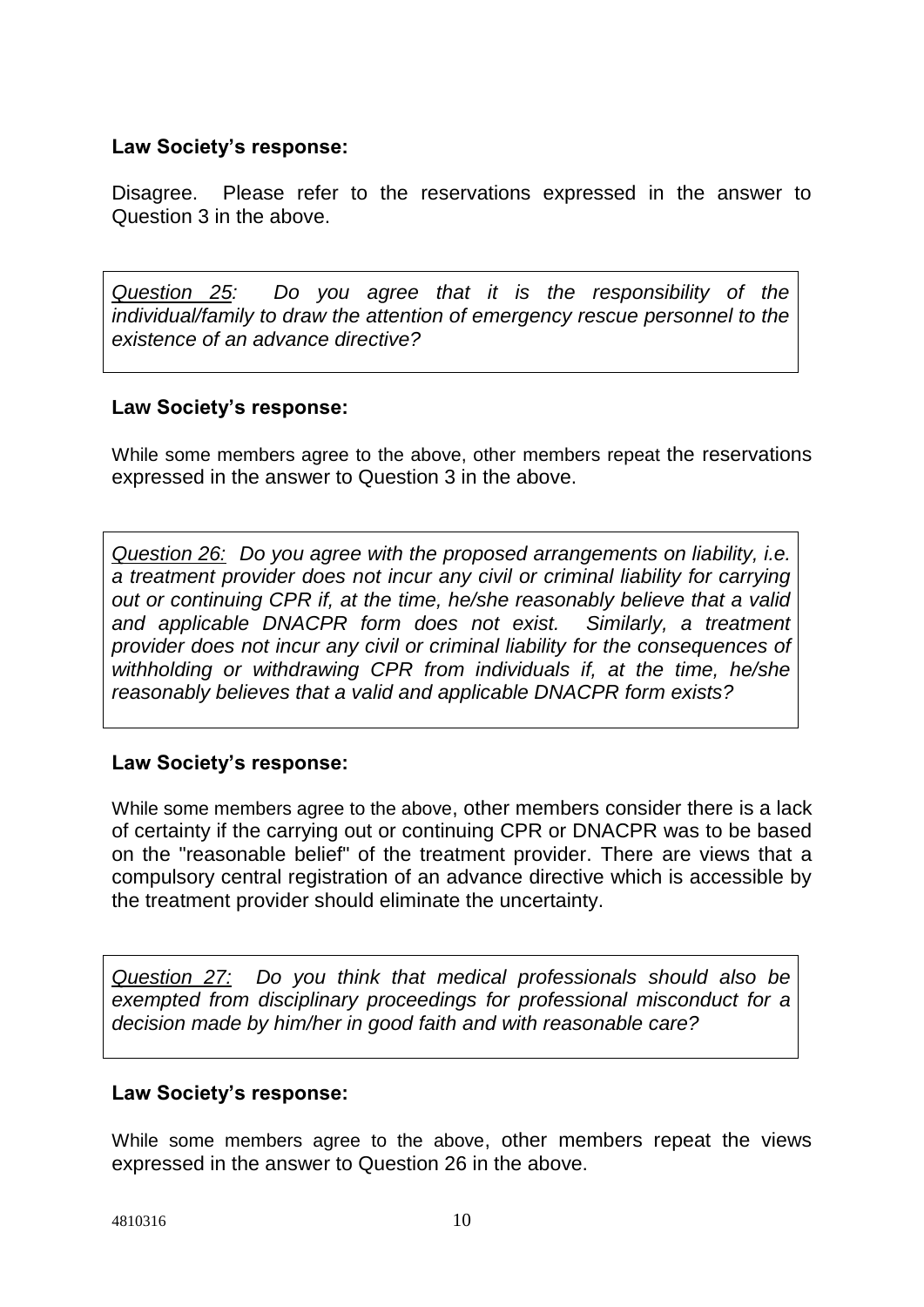**Law Society's response:**

Disagree. Please refer to the reservations expressed in the answer to Question 3 in the above.

*<u>Question 25</u>: Do you agree that it is the responsibility of the individual/family to draw the attention of emergency rescue personnel to the existence of an advance directive?*

**Law Society's response:**

While some members agree to the above, other members repeat the reservations expressed in the answer to Question 3 in the above.

*<u>Question 26:</u> Do you agree with the proposed arrangements on liability, i.e. a treatment provider does not incur any civil or criminal liability for carrying out or continuing CPR if, at the time, he/she reasonably believe that a valid and applicable DNACPR form does not exist. Similarly, a treatment provider does not incur any civil or criminal liability for the consequences of withholding or withdrawing CPR from individuals if, at the time, he/she reasonably believes that a valid and applicable DNACPR form exists?*

**Law Society's response:**

While some members agree to the above, other members consider there is a lack of certainty if the carrying out or continuing CPR or DNACPR was to be based on the "reasonable belief" of the treatment provider. There are views that a compulsory central registration of an advance directive which is accessible by the treatment provider should eliminate the uncertainty.

*<u>Question 27:</u> Do you think that medical professionals should also be exempted from disciplinary proceedings for professional misconduct for a decision made by him/her in good faith and with reasonable care?*

**Law Society's response:**

While some members agree to the above, other members repeat the views expressed in the answer to Question 26 in the above.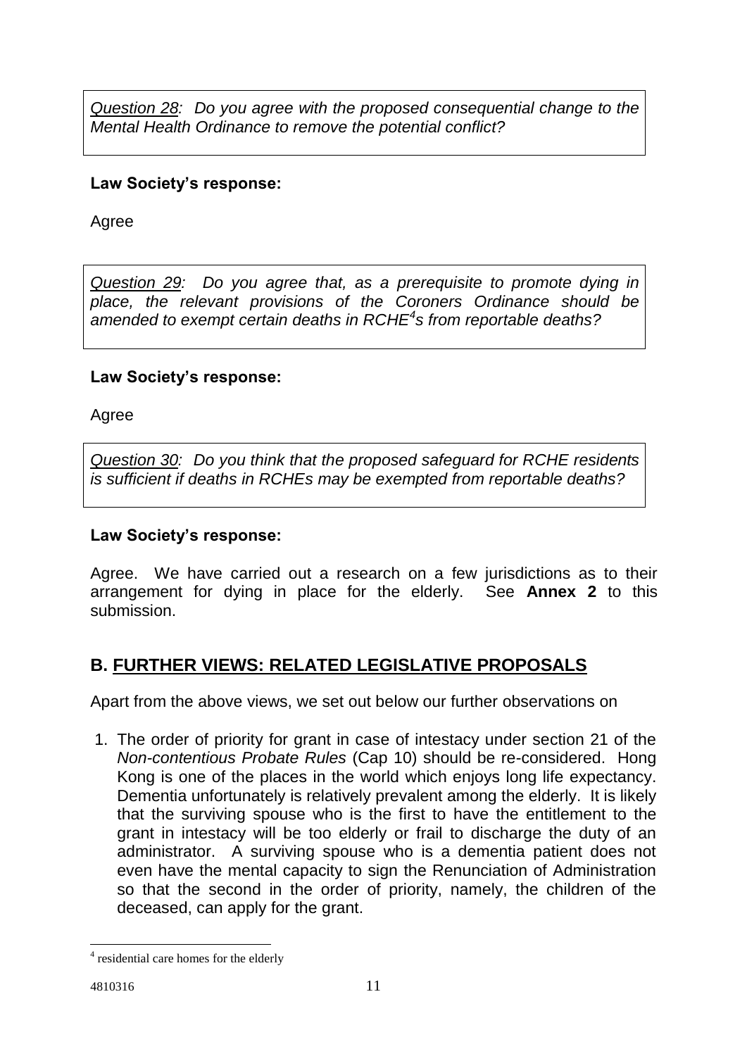*Question 28: Do you agree with the proposed consequential change to the Mental Health Ordinance to remove the potential conflict?*

**Law Society's response:**

Agree

*Question 29: Do you agree that, as a prerequisite to promote dying in place, the relevant provisions of the Coroners Ordinance should be amended to exempt certain deaths in RCHE[4]s from reportable deaths?*

**Law Society's response:**

Agree

*Question 30: Do you think that the proposed safeguard for RCHE residents is sufficient if deaths in RCHEs may be exempted from reportable deaths?*

**Law Society's response:**

Agree. We have carried out a research on a few jurisdictions as to their arrangement for dying in place for the elderly. See **Annex 2** to this submission.

## B. FURTHER VIEWS: RELATED LEGISLATIVE PROPOSALS

Apart from the above views, we set out below our further observations on

1. The order of priority for grant in case of intestacy under section 21 of the *Non-contentious Probate Rules* (Cap 10) should be re-considered. Hong Kong is one of the places in the world which enjoys long life expectancy. Dementia unfortunately is relatively prevalent among the elderly. It is likely that the surviving spouse who is the first to have the entitlement to the grant in intestacy will be too elderly or frail to discharge the duty of an administrator. A surviving spouse who is a dementia patient does not even have the mental capacity to sign the Renunciation of Administration so that the second in the order of priority, namely, the children of the deceased, can apply for the grant.

[4] residential care homes for the elderly

4810316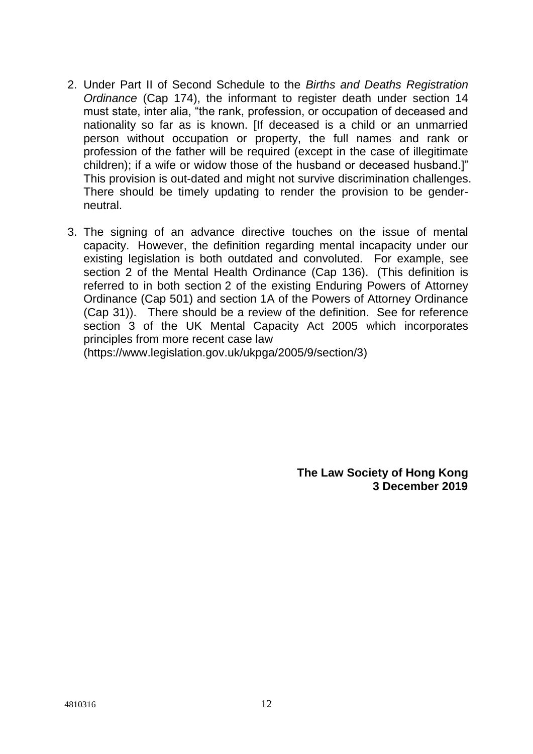2. Under Part II of Second Schedule to the *Births and Deaths Registration Ordinance* (Cap 174), the informant to register death under section 14 must state, inter alia, "the rank, profession, or occupation of deceased and nationality so far as is known. [If deceased is a child or an unmarried person without occupation or property, the full names and rank or profession of the father will be required (except in the case of illegitimate children); if a wife or widow those of the husband or deceased husband.]" This provision is out-dated and might not survive discrimination challenges. There should be timely updating to render the provision to be gender-neutral.

3. The signing of an advance directive touches on the issue of mental capacity. However, the definition regarding mental incapacity under our existing legislation is both outdated and convoluted. For example, see section 2 of the Mental Health Ordinance (Cap 136). (This definition is referred to in both section 2 of the existing Enduring Powers of Attorney Ordinance (Cap 501) and section 1A of the Powers of Attorney Ordinance (Cap 31)). There should be a review of the definition. See for reference section 3 of the UK Mental Capacity Act 2005 which incorporates principles from more recent case law (https://www.legislation.gov.uk/ukpga/2005/9/section/3)

**The Law Society of Hong Kong**
**3 December 2019**

4810316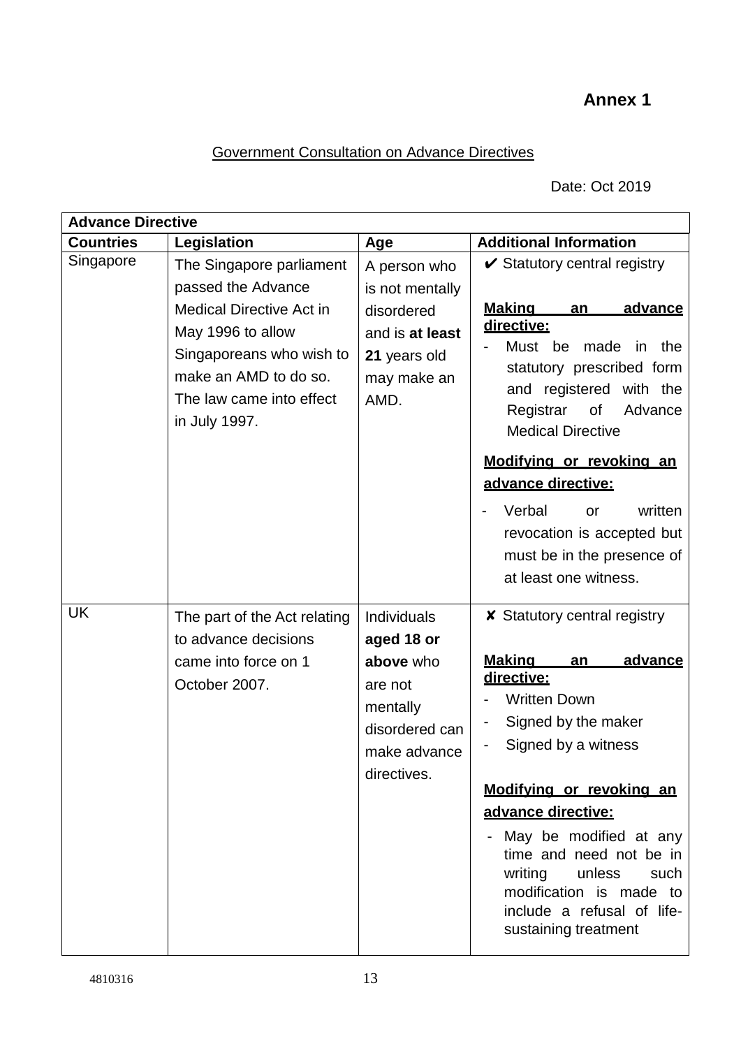**Annex 1**

<u>Government Consultation on Advance Directives</u>

Date: Oct 2019

| **Advance Directive** | | | |
|---|---|---|---|
| **Countries** | **Legislation** | **Age** | **Additional Information** |
| Singapore | The Singapore parliament passed the Advance Medical Directive Act in May 1996 to allow Singaporeans who wish to make an AMD to do so. The law came into effect in July 1997. | A person who is not mentally disordered and is **at least 21** years old may make an AMD. | ✔ Statutory central registry<br><br>**<u>Making an advance directive:</u>**<br>- Must be made in the statutory prescribed form and registered with the Registrar of Advance Medical Directive<br><br>**<u>Modifying or revoking an advance directive:</u>**<br>- Verbal or written revocation is accepted but must be in the presence of at least one witness. |
| UK | The part of the Act relating to advance decisions came into force on 1 October 2007. | Individuals **aged 18 or above** who are not mentally disordered can make advance directives. | ✘ Statutory central registry<br><br>**<u>Making an advance directive:</u>**<br>- Written Down<br>- Signed by the maker<br>- Signed by a witness<br><br>**<u>Modifying or revoking an advance directive:</u>**<br>- May be modified at any time and need not be in writing unless such modification is made to include a refusal of life-sustaining treatment |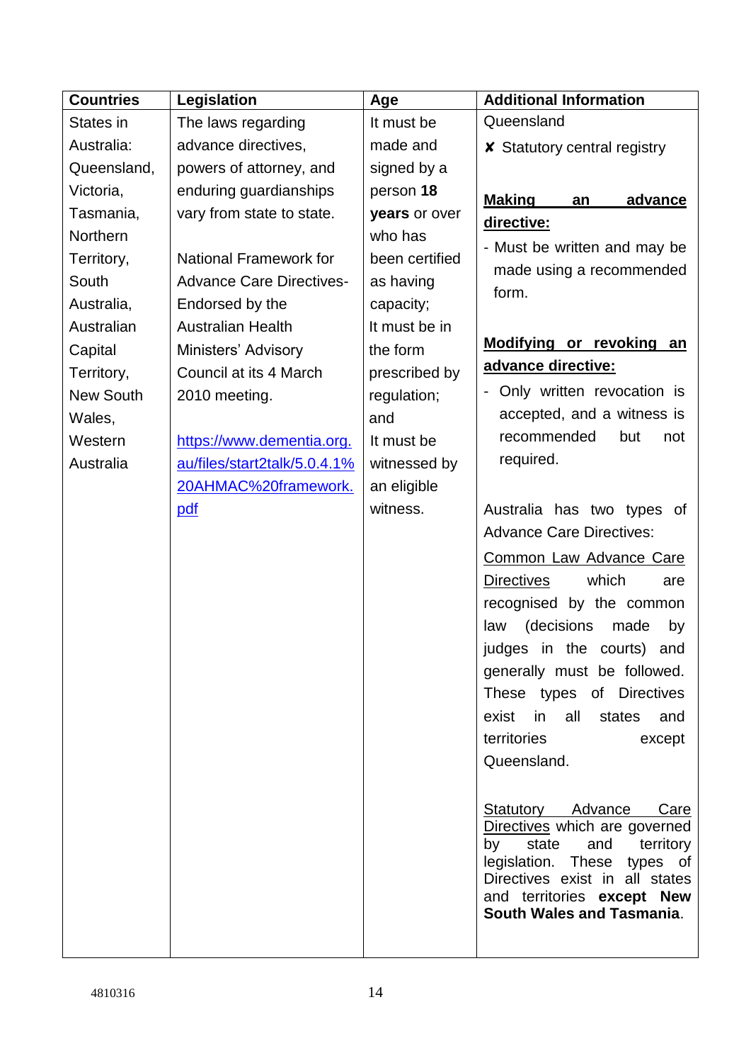| Countries | Legislation | Age | Additional Information |
|---|---|---|---|
| States in Australia: Queensland, Victoria, Tasmania, Northern Territory, South Australia, Australian Capital Territory, New South Wales, Western Australia | The laws regarding advance directives, powers of attorney, and enduring guardianships vary from state to state.<br><br>National Framework for Advance Care Directives- Endorsed by the Australian Health Ministers' Advisory Council at its 4 March 2010 meeting.<br><br>[https://www.dementia.org.au/files/start2talk/5.0.4.1%20AHMAC%20framework.pdf](https://www.dementia.org.au/files/start2talk/5.0.4.1%20AHMAC%20framework.pdf) | It must be made and signed by a person **18 years** or over who has been certified as having capacity;<br>It must be in the form prescribed by regulation; and<br>It must be witnessed by an eligible witness. | Queensland<br>✘ Statutory central registry<br><br>**Making an advance directive:**<br>- Must be written and may be made using a recommended form.<br><br>**Modifying or revoking an advance directive:**<br>- Only written revocation is accepted, and a witness is recommended but not required.<br><br>Australia has two types of Advance Care Directives:<br>Common Law Advance Care Directives which are recognised by the common law (decisions made by judges in the courts) and generally must be followed. These types of Directives exist in all states and territories except Queensland.<br><br>Statutory Advance Care Directives which are governed by state and territory legislation. These types of Directives exist in all states and territories **except New South Wales and Tasmania**. |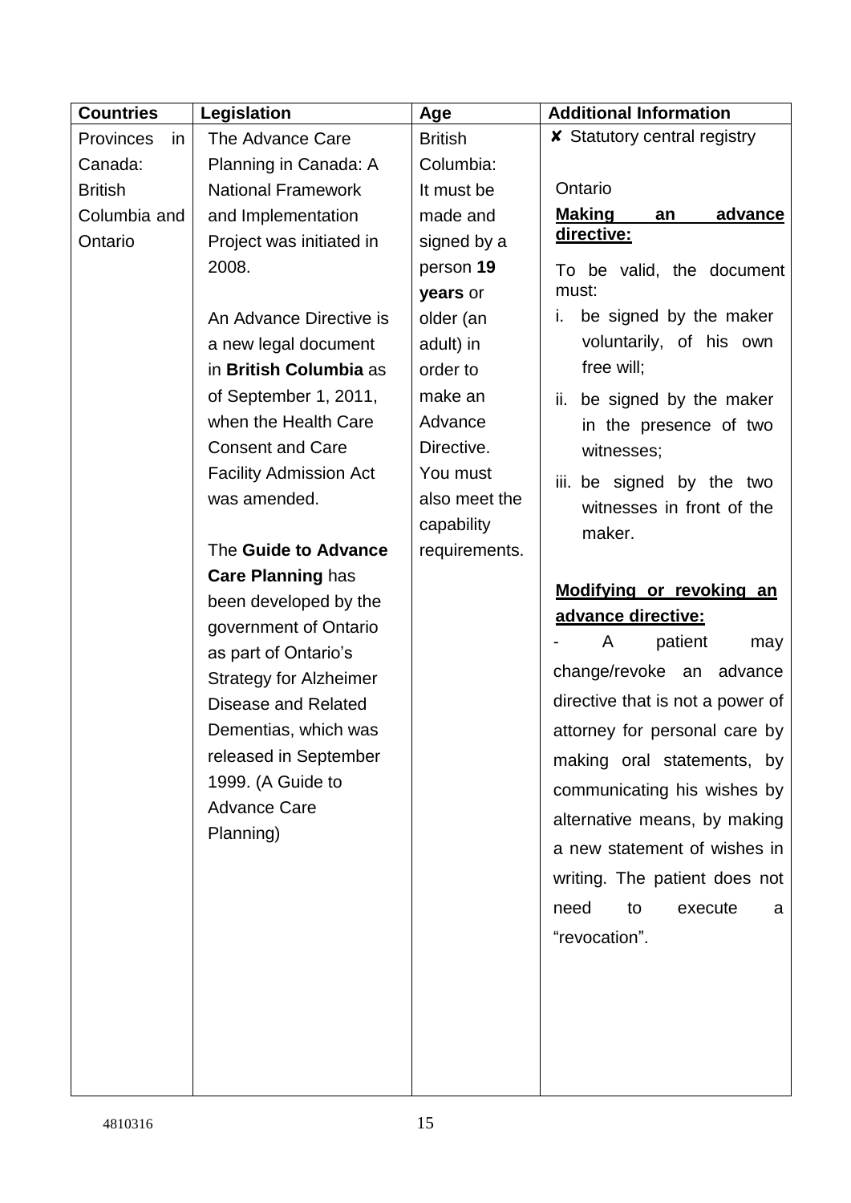| Countries | Legislation | Age | Additional Information |
| --- | --- | --- | --- |
| Provinces in Canada: British Columbia and Ontario | The Advance Care Planning in Canada: A National Framework and Implementation Project was initiated in 2008.<br><br>An Advance Directive is a new legal document in **British Columbia** as of September 1, 2011, when the Health Care Consent and Care Facility Admission Act was amended.<br><br>The **Guide to Advance Care Planning** has been developed by the government of Ontario as part of Ontario's Strategy for Alzheimer Disease and Related Dementias, which was released in September 1999. (A Guide to Advance Care Planning) | British Columbia: It must be made and signed by a person **19 years** or older (an adult) in order to make an Advance Directive. You must also meet the capability requirements. | ✘ Statutory central registry<br><br>Ontario<br>**<u>Making an advance directive:</u>**<br>To be valid, the document must:<br>i. be signed by the maker voluntarily, of his own free will;<br>ii. be signed by the maker in the presence of two witnesses;<br>iii. be signed by the two witnesses in front of the maker.<br><br>**<u>Modifying or revoking an advance directive:</u>**<br>- A patient may change/revoke an advance directive that is not a power of attorney for personal care by making oral statements, by communicating his wishes by alternative means, by making a new statement of wishes in writing. The patient does not need to execute a "revocation". |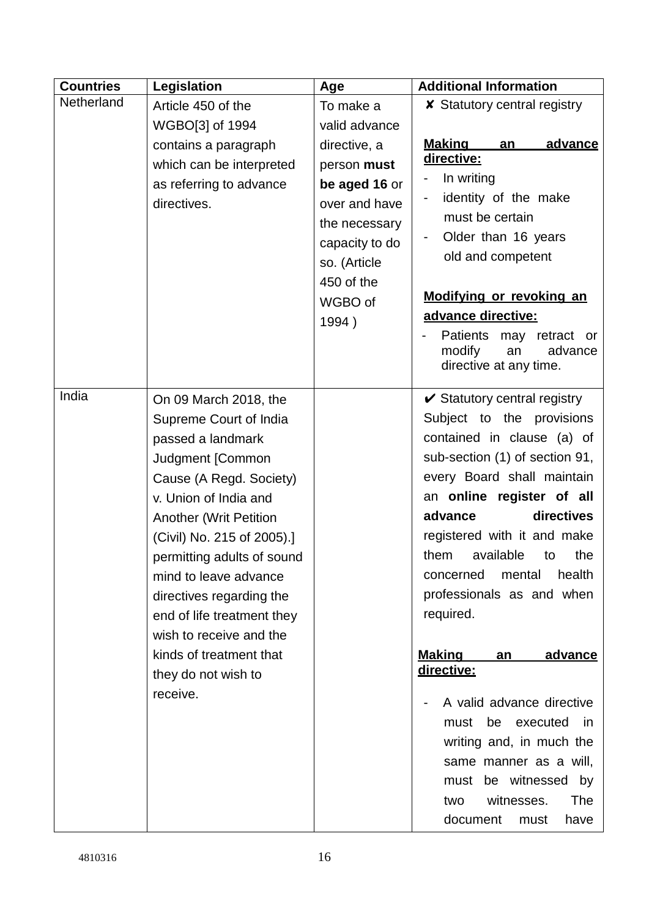| Countries | Legislation | Age | Additional Information |
|---|---|---|---|
| Netherland | Article 450 of the WGBO[3] of 1994 contains a paragraph which can be interpreted as referring to advance directives. | To make a valid advance directive, a person **must be aged 16** or over and have the necessary capacity to do so. (Article 450 of the WGBO of 1994 ) | ✘ Statutory central registry<br><br>**<u>Making an advance directive:</u>**<br>- In writing<br>- identity of the make must be certain<br>- Older than 16 years old and competent<br><br>**<u>Modifying or revoking an advance directive:</u>**<br>- Patients may retract or modify an advance directive at any time. |
| India | On 09 March 2018, the Supreme Court of India passed a landmark Judgment [Common Cause (A Regd. Society) v. Union of India and Another (Writ Petition (Civil) No. 215 of 2005).] permitting adults of sound mind to leave advance directives regarding the end of life treatment they wish to receive and the kinds of treatment that they do not wish to receive. | | ✔ Statutory central registry<br>Subject to the provisions contained in clause (a) of sub-section (1) of section 91, every Board shall maintain an **online register of all advance directives** registered with it and make them available to the concerned mental health professionals as and when required.<br><br>**<u>Making an advance directive:</u>**<br><br>- A valid advance directive must be executed in writing and, in much the same manner as a will, must be witnessed by two witnesses. The document must have |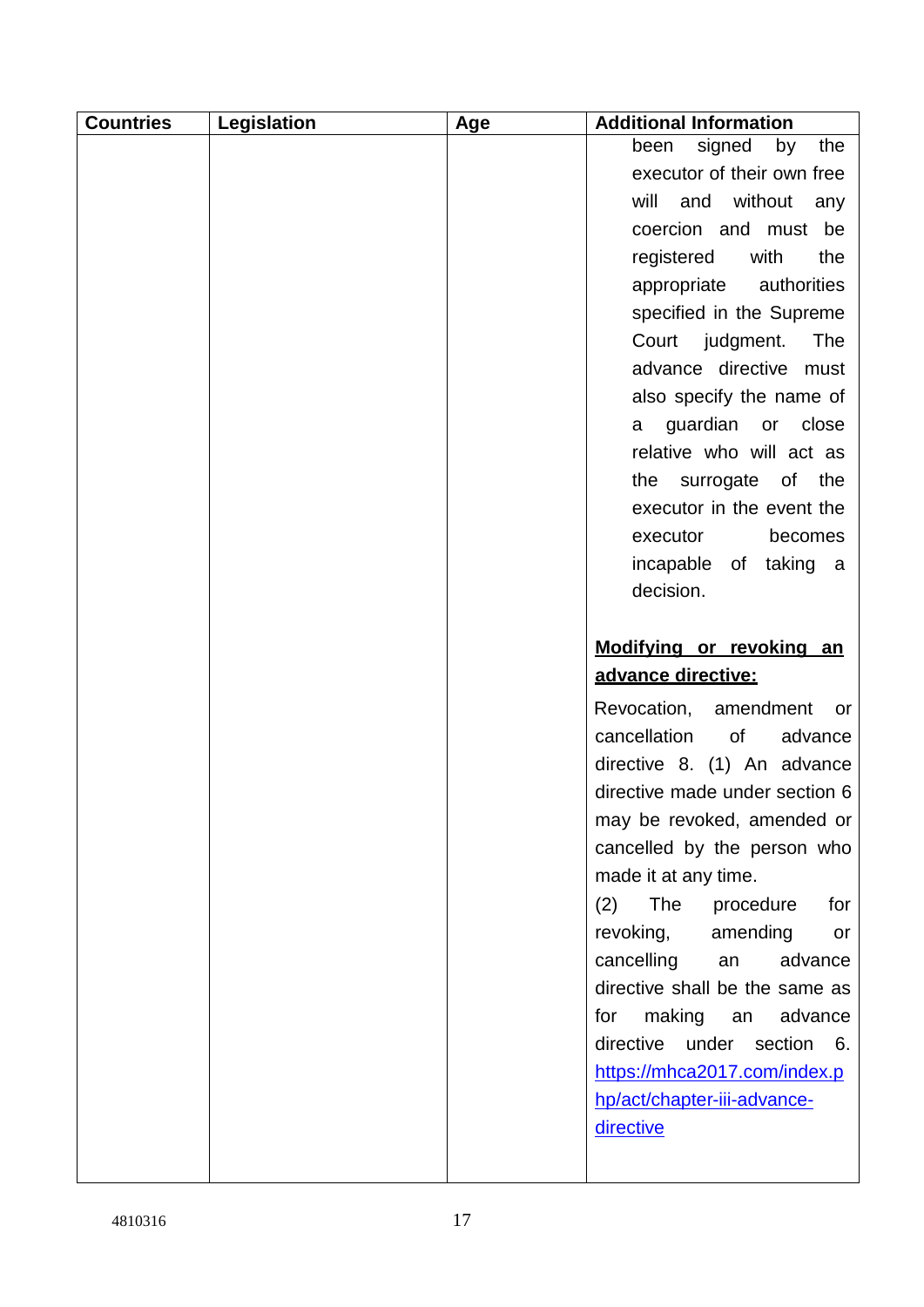| Countries | Legislation | Age | Additional Information |
| --- | --- | --- | --- |
| | | | been signed by the executor of their own free will and without any coercion and must be registered with the appropriate authorities specified in the Supreme Court judgment. The advance directive must also specify the name of a guardian or close relative who will act as the surrogate of the executor in the event the executor becomes incapable of taking a decision.<br><br>**Modifying or revoking an advance directive:**<br><br>Revocation, amendment or cancellation of advance directive 8. (1) An advance directive made under section 6 may be revoked, amended or cancelled by the person who made it at any time.<br>(2) The procedure for revoking, amending or cancelling an advance directive shall be the same as for making an advance directive under section 6. https://mhca2017.com/index.php/act/chapter-iii-advance-directive |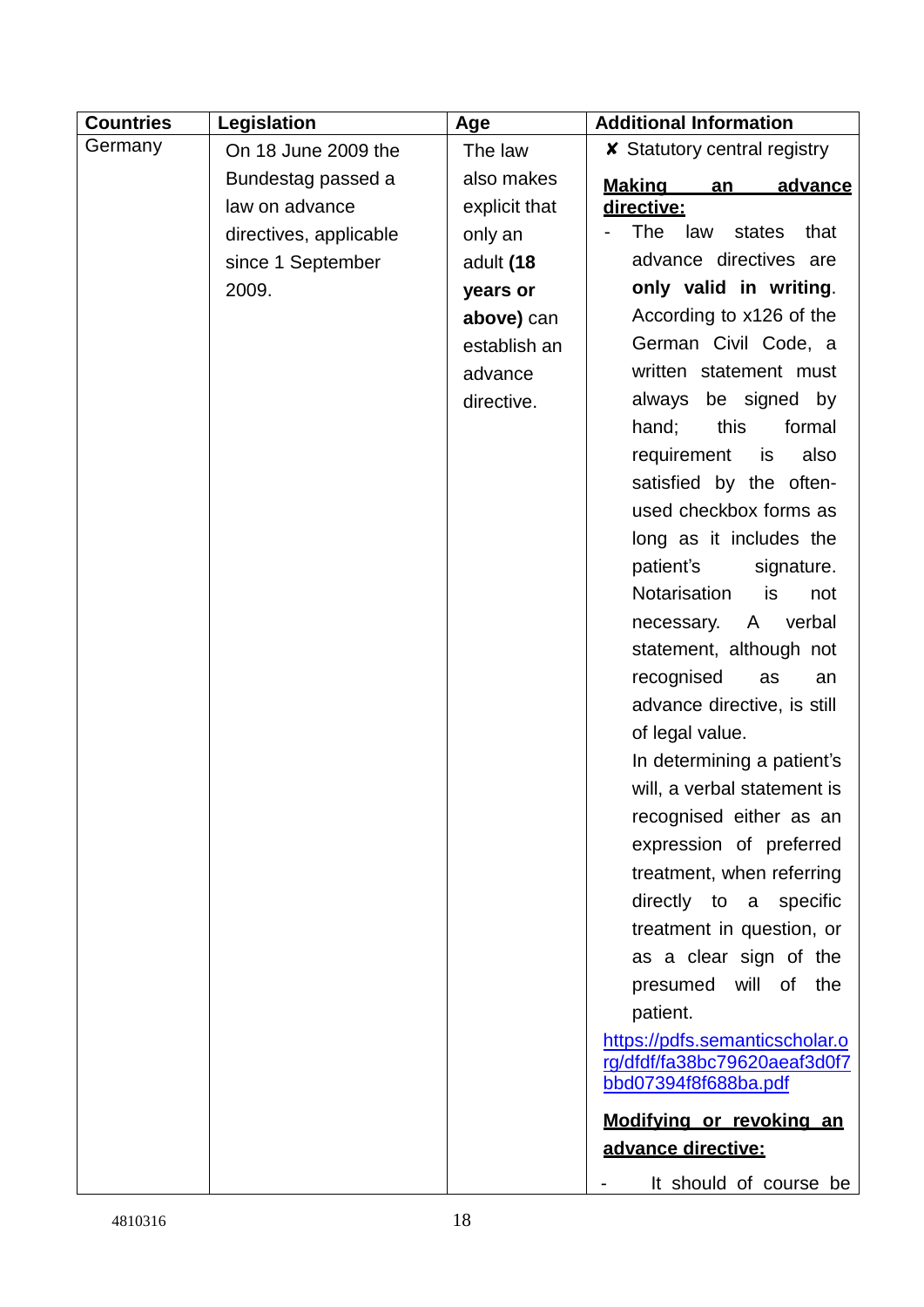| Countries | Legislation | Age | Additional Information |
|---|---|---|---|
| Germany | On 18 June 2009 the Bundestag passed a law on advance directives, applicable since 1 September 2009. | The law also makes explicit that only an adult **(18 years or above)** can establish an advance directive. | ✘ Statutory central registry<br><br>**<u>Making an advance directive:</u>**<br>- The law states that advance directives are **only valid in writing**. According to x126 of the German Civil Code, a written statement must always be signed by hand; this formal requirement is also satisfied by the often-used checkbox forms as long as it includes the patient's signature. Notarisation is not necessary. A verbal statement, although not recognised as an advance directive, is still of legal value.<br>In determining a patient's will, a verbal statement is recognised either as an expression of preferred treatment, when referring directly to a specific treatment in question, or as a clear sign of the presumed will of the patient.<br>https://pdfs.semanticscholar.org/dfdf/fa38bc79620aeaf3d0f7bbd07394f8f688ba.pdf<br><br>**<u>Modifying or revoking an advance directive:</u>**<br>- It should of course be |

4810316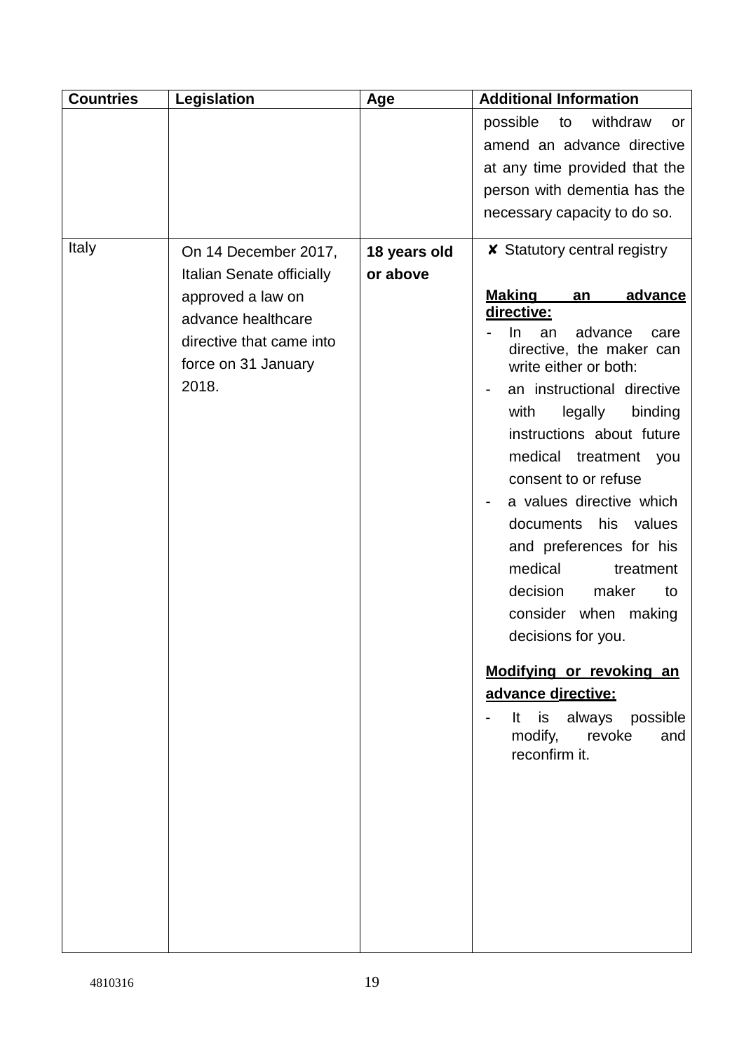| Countries | Legislation | Age | Additional Information |
| --- | --- | --- | --- |
| | | | possible to withdraw or amend an advance directive at any time provided that the person with dementia has the necessary capacity to do so. |
| Italy | On 14 December 2017, Italian Senate officially approved a law on advance healthcare directive that came into force on 31 January 2018. | **18 years old or above** | ✘ Statutory central registry<br><br>**Making an advance directive:**<br>- In an advance care directive, the maker can write either or both:<br>- an instructional directive with legally binding instructions about future medical treatment you consent to or refuse<br>- a values directive which documents his values and preferences for his medical treatment decision maker to consider when making decisions for you.<br><br>**Modifying or revoking an advance directive:**<br>- It is always possible modify, revoke and reconfirm it. |

4810316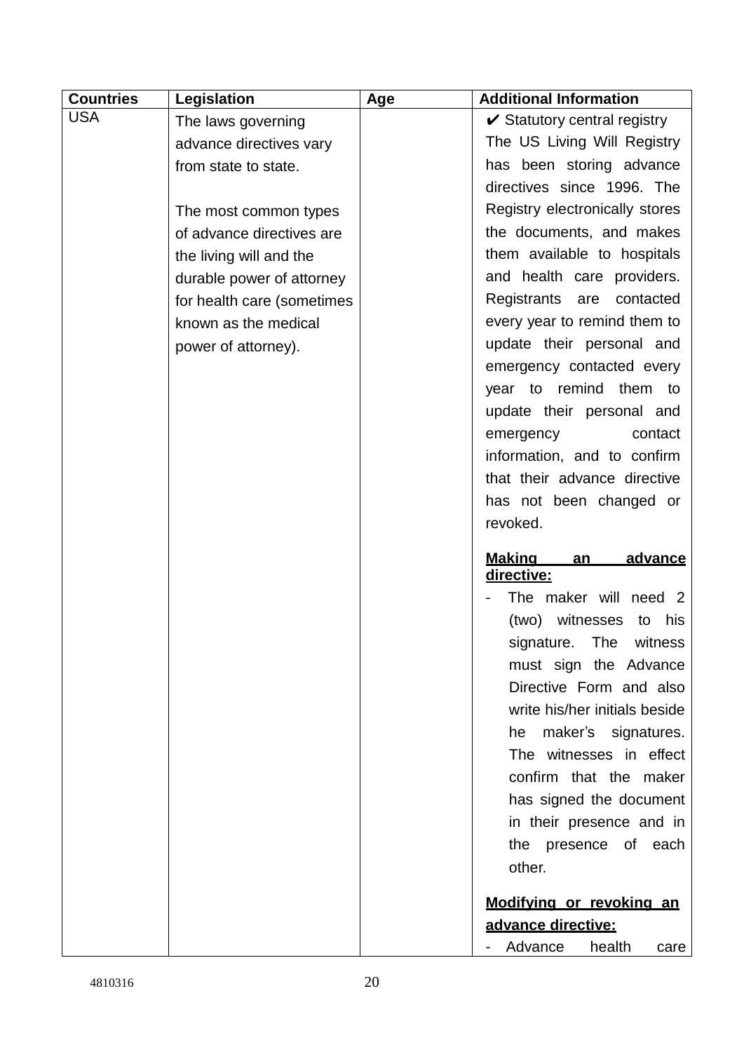| Countries | Legislation | Age | Additional Information |
| --- | --- | --- | --- |
| USA | The laws governing advance directives vary from state to state.<br><br>The most common types of advance directives are the living will and the durable power of attorney for health care (sometimes known as the medical power of attorney). | | ✔ Statutory central registry<br>The US Living Will Registry has been storing advance directives since 1996. The Registry electronically stores the documents, and makes them available to hospitals and health care providers. Registrants are contacted every year to remind them to update their personal and emergency contacted every year to remind them to update their personal and emergency contact information, and to confirm that their advance directive has not been changed or revoked.<br><br>**<u>Making an advance directive:</u>**<br>- The maker will need 2 (two) witnesses to his signature. The witness must sign the Advance Directive Form and also write his/her initials beside he maker's signatures. The witnesses in effect confirm that the maker has signed the document in their presence and in the presence of each other.<br><br>**<u>Modifying or revoking an advance directive:</u>**<br>- Advance health care |

4810316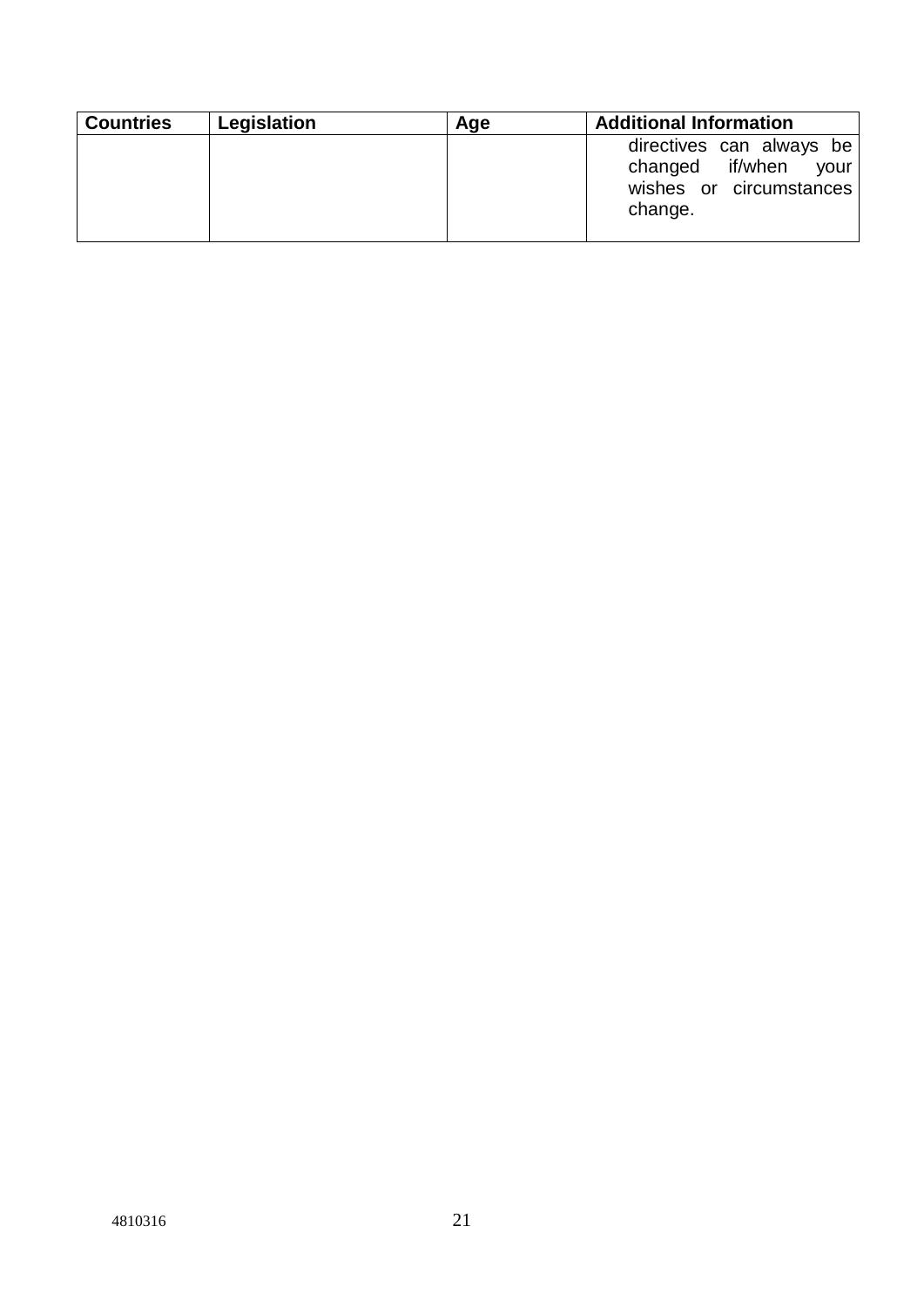| Countries | Legislation | Age | Additional Information |
|---|---|---|---|
| | | | directives can always be changed if/when your wishes or circumstances change. |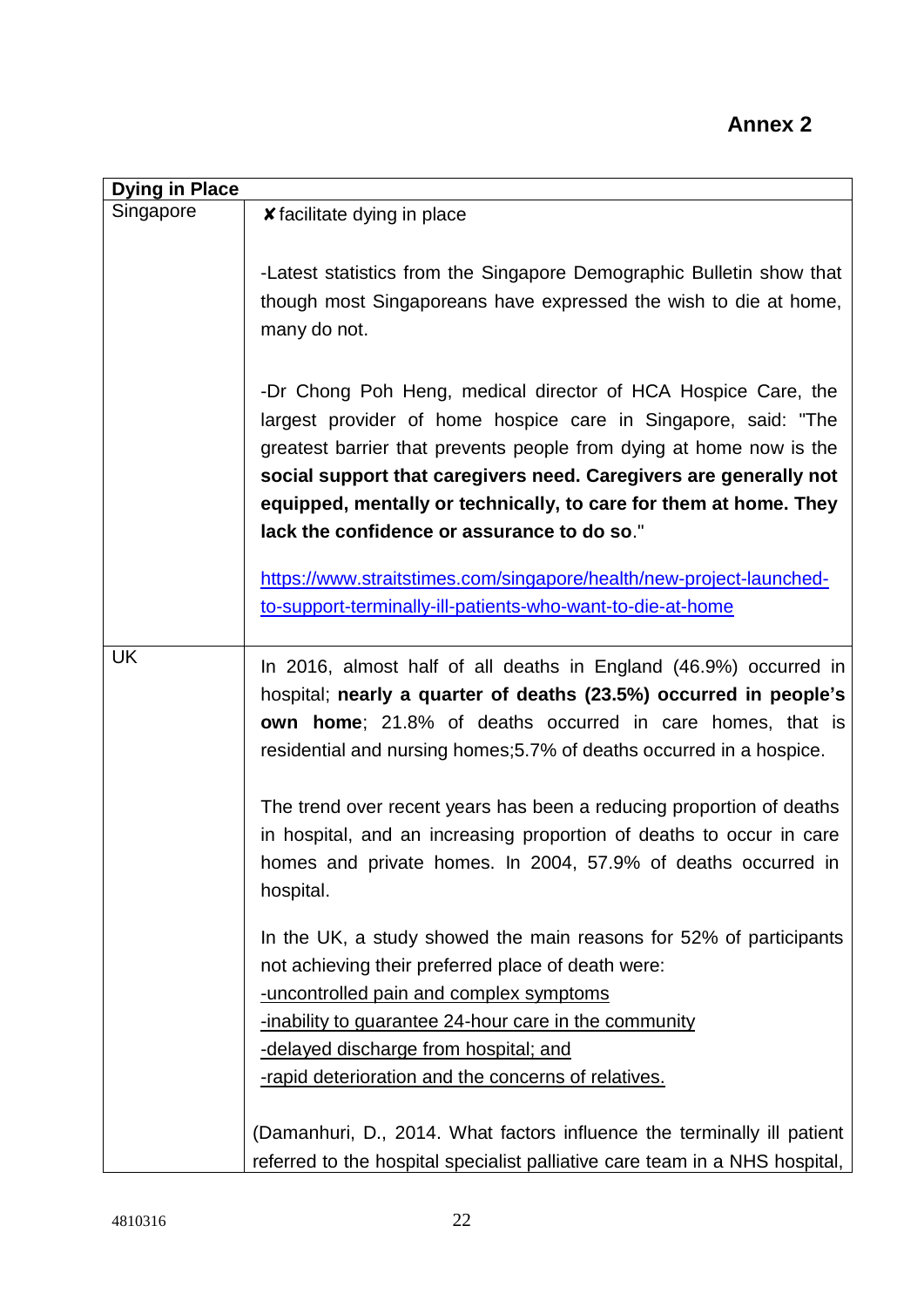## Annex 2

| Dying in Place | |
|---|---|
| Singapore | ✘ facilitate dying in place<br><br>-Latest statistics from the Singapore Demographic Bulletin show that though most Singaporeans have expressed the wish to die at home, many do not.<br><br>-Dr Chong Poh Heng, medical director of HCA Hospice Care, the largest provider of home hospice care in Singapore, said: "The greatest barrier that prevents people from dying at home now is the **social support that caregivers need. Caregivers are generally not equipped, mentally or technically, to care for them at home. They lack the confidence or assurance to do so**."<br><br>https://www.straitstimes.com/singapore/health/new-project-launched-to-support-terminally-ill-patients-who-want-to-die-at-home |
| UK | In 2016, almost half of all deaths in England (46.9%) occurred in hospital; **nearly a quarter of deaths (23.5%) occurred in people's own home**; 21.8% of deaths occurred in care homes, that is residential and nursing homes;5.7% of deaths occurred in a hospice.<br><br>The trend over recent years has been a reducing proportion of deaths in hospital, and an increasing proportion of deaths to occur in care homes and private homes. In 2004, 57.9% of deaths occurred in hospital.<br><br>In the UK, a study showed the main reasons for 52% of participants not achieving their preferred place of death were:<br>-uncontrolled pain and complex symptoms<br>-inability to guarantee 24-hour care in the community<br>-delayed discharge from hospital; and<br>-rapid deterioration and the concerns of relatives.<br><br>(Damanhuri, D., 2014. What factors influence the terminally ill patient referred to the hospital specialist palliative care team in a NHS hospital, |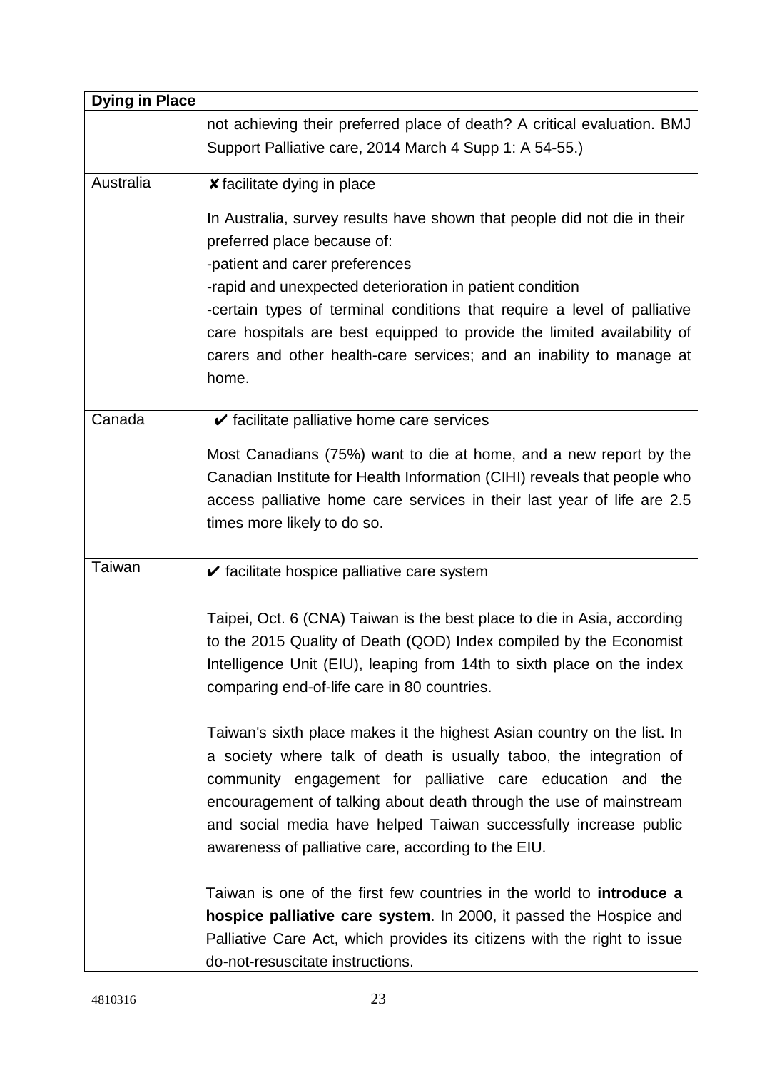| Dying in Place | |
|---|---|
| | not achieving their preferred place of death? A critical evaluation. BMJ Support Palliative care, 2014 March 4 Supp 1: A 54-55.) |
| Australia | ✘ facilitate dying in place<br><br>In Australia, survey results have shown that people did not die in their preferred place because of:<br>-patient and carer preferences<br>-rapid and unexpected deterioration in patient condition<br>-certain types of terminal conditions that require a level of palliative care hospitals are best equipped to provide the limited availability of carers and other health-care services; and an inability to manage at home. |
| Canada | ✔ facilitate palliative home care services<br><br>Most Canadians (75%) want to die at home, and a new report by the Canadian Institute for Health Information (CIHI) reveals that people who access palliative home care services in their last year of life are 2.5 times more likely to do so. |
| Taiwan | ✔ facilitate hospice palliative care system<br><br>Taipei, Oct. 6 (CNA) Taiwan is the best place to die in Asia, according to the 2015 Quality of Death (QOD) Index compiled by the Economist Intelligence Unit (EIU), leaping from 14th to sixth place on the index comparing end-of-life care in 80 countries.<br><br>Taiwan's sixth place makes it the highest Asian country on the list. In a society where talk of death is usually taboo, the integration of community engagement for palliative care education and the encouragement of talking about death through the use of mainstream and social media have helped Taiwan successfully increase public awareness of palliative care, according to the EIU.<br><br>Taiwan is one of the first few countries in the world to **introduce a hospice palliative care system**. In 2000, it passed the Hospice and Palliative Care Act, which provides its citizens with the right to issue do-not-resuscitate instructions. |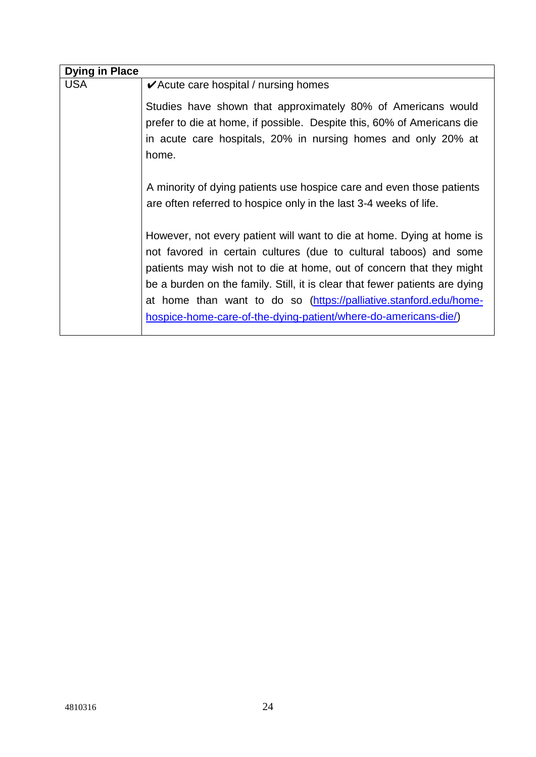| Dying in Place | |
|---|---|
| USA | ✔Acute care hospital / nursing homes<br><br>Studies have shown that approximately 80% of Americans would prefer to die at home, if possible. Despite this, 60% of Americans die in acute care hospitals, 20% in nursing homes and only 20% at home.<br><br>A minority of dying patients use hospice care and even those patients are often referred to hospice only in the last 3-4 weeks of life.<br><br>However, not every patient will want to die at home. Dying at home is not favored in certain cultures (due to cultural taboos) and some patients may wish not to die at home, out of concern that they might be a burden on the family. Still, it is clear that fewer patients are dying at home than want to do so (https://palliative.stanford.edu/home-hospice-home-care-of-the-dying-patient/where-do-americans-die/) |